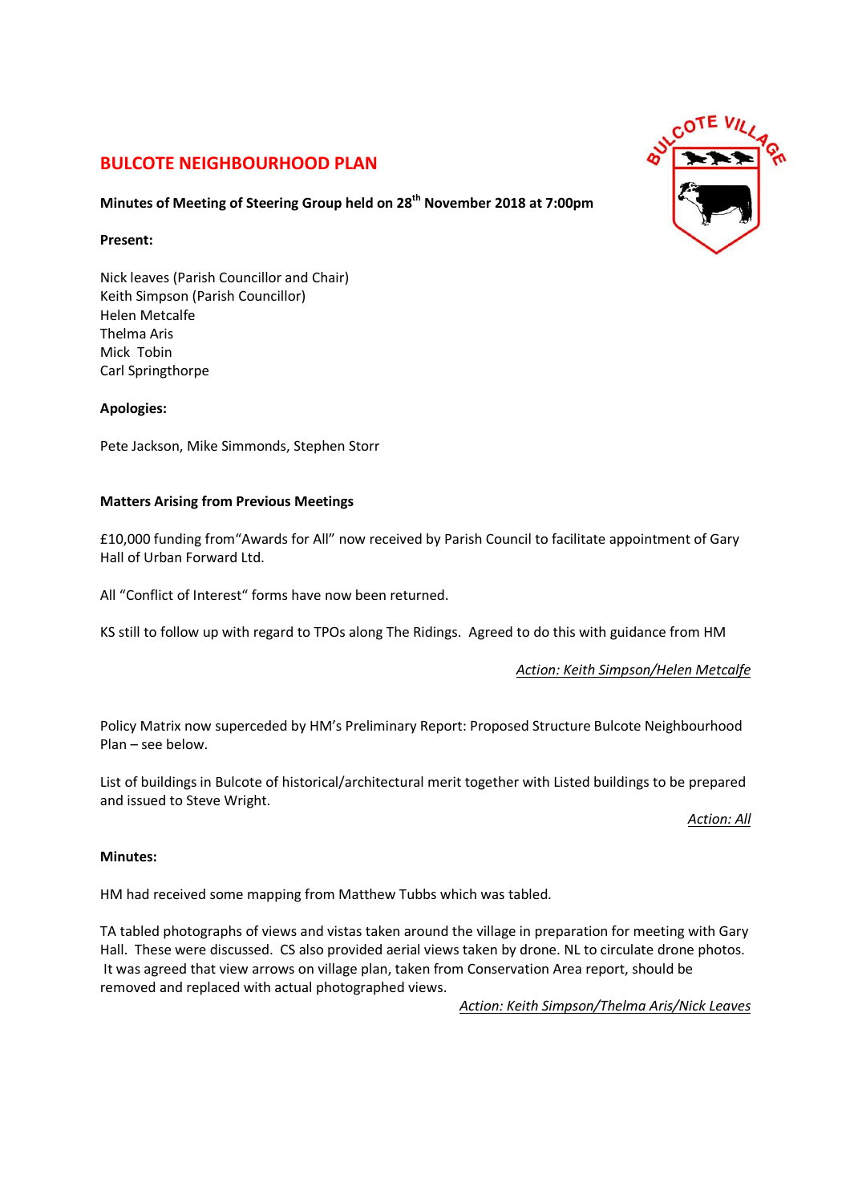# BULCOTE NEIGHBOURHOOD PLAN

**Minutes of Meeting of Steering Group held on 28th November 2018 at 7:00pm**

**Present:**

Nick leaves (Parish Councillor and Chair)
Keith Simpson (Parish Councillor)
Helen Metcalfe
Thelma Aris
Mick Tobin
Carl Springthorpe

**Apologies:**

Pete Jackson, Mike Simmonds, Stephen Storr

**Matters Arising from Previous Meetings**

£10,000 funding from"Awards for All" now received by Parish Council to facilitate appointment of Gary Hall of Urban Forward Ltd.

All "Conflict of Interest" forms have now been returned.

KS still to follow up with regard to TPOs along The Ridings. Agreed to do this with guidance from HM

*Action: Keith Simpson/Helen Metcalfe*

Policy Matrix now superceded by HM's Preliminary Report: Proposed Structure Bulcote Neighbourhood Plan – see below.

List of buildings in Bulcote of historical/architectural merit together with Listed buildings to be prepared and issued to Steve Wright.

*Action: All*

**Minutes:**

HM had received some mapping from Matthew Tubbs which was tabled.

TA tabled photographs of views and vistas taken around the village in preparation for meeting with Gary Hall. These were discussed. CS also provided aerial views taken by drone. NL to circulate drone photos. It was agreed that view arrows on village plan, taken from Conservation Area report, should be removed and replaced with actual photographed views.

*Action: Keith Simpson/Thelma Aris/Nick Leaves*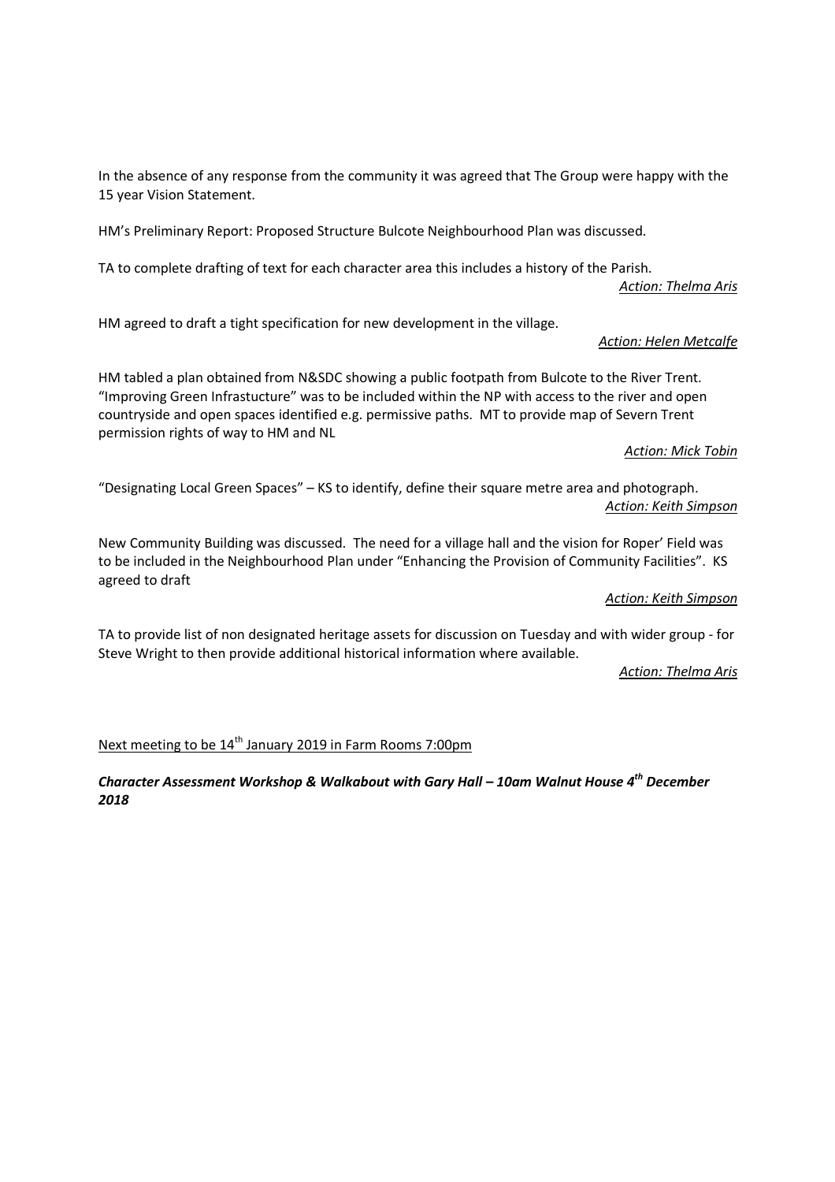In the absence of any response from the community it was agreed that The Group were happy with the 15 year Vision Statement.

HM's Preliminary Report: Proposed Structure Bulcote Neighbourhood Plan was discussed.

TA to complete drafting of text for each character area this includes a history of the Parish.

*Action: Thelma Aris*

HM agreed to draft a tight specification for new development in the village.

*Action: Helen Metcalfe*

HM tabled a plan obtained from N&SDC showing a public footpath from Bulcote to the River Trent. "Improving Green Infrastucture" was to be included within the NP with access to the river and open countryside and open spaces identified e.g. permissive paths. MT to provide map of Severn Trent permission rights of way to HM and NL

*Action: Mick Tobin*

"Designating Local Green Spaces" – KS to identify, define their square metre area and photograph.

*Action: Keith Simpson*

New Community Building was discussed. The need for a village hall and the vision for Roper' Field was to be included in the Neighbourhood Plan under "Enhancing the Provision of Community Facilities". KS agreed to draft

*Action: Keith Simpson*

TA to provide list of non designated heritage assets for discussion on Tuesday and with wider group - for Steve Wright to then provide additional historical information where available.

*Action: Thelma Aris*

Next meeting to be 14th January 2019 in Farm Rooms 7:00pm

***Character Assessment Workshop & Walkabout with Gary Hall – 10am Walnut House 4th December 2018***